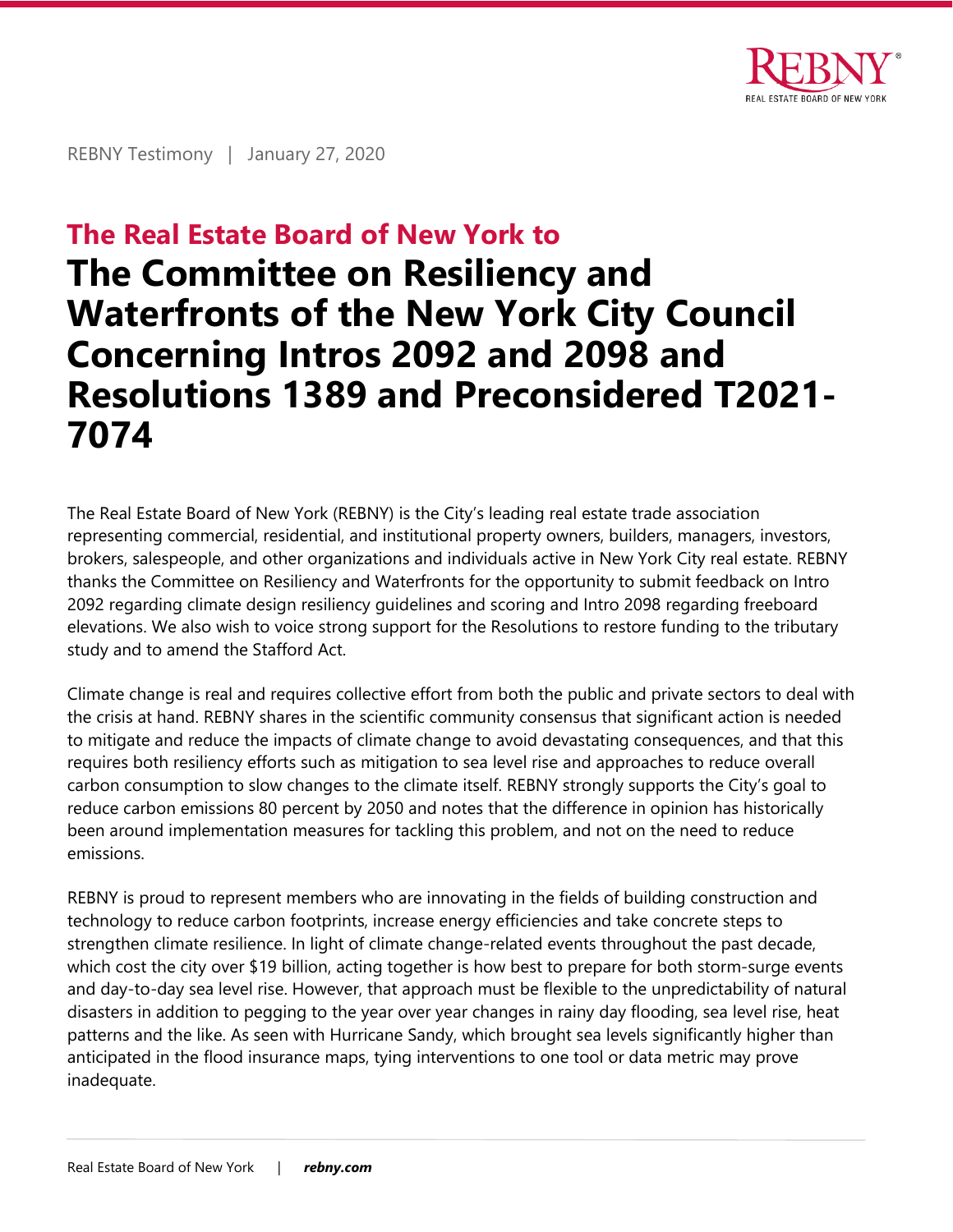REBNY Testimony | January 27, 2020

## The Real Estate Board of New York to

# The Committee on Resiliency and Waterfronts of the New York City Council Concerning Intros 2092 and 2098 and Resolutions 1389 and Preconsidered T2021-7074

The Real Estate Board of New York (REBNY) is the City's leading real estate trade association representing commercial, residential, and institutional property owners, builders, managers, investors, brokers, salespeople, and other organizations and individuals active in New York City real estate. REBNY thanks the Committee on Resiliency and Waterfronts for the opportunity to submit feedback on Intro 2092 regarding climate design resiliency guidelines and scoring and Intro 2098 regarding freeboard elevations. We also wish to voice strong support for the Resolutions to restore funding to the tributary study and to amend the Stafford Act.

Climate change is real and requires collective effort from both the public and private sectors to deal with the crisis at hand. REBNY shares in the scientific community consensus that significant action is needed to mitigate and reduce the impacts of climate change to avoid devastating consequences, and that this requires both resiliency efforts such as mitigation to sea level rise and approaches to reduce overall carbon consumption to slow changes to the climate itself. REBNY strongly supports the City's goal to reduce carbon emissions 80 percent by 2050 and notes that the difference in opinion has historically been around implementation measures for tackling this problem, and not on the need to reduce emissions.

REBNY is proud to represent members who are innovating in the fields of building construction and technology to reduce carbon footprints, increase energy efficiencies and take concrete steps to strengthen climate resilience. In light of climate change-related events throughout the past decade, which cost the city over $19 billion, acting together is how best to prepare for both storm-surge events and day-to-day sea level rise. However, that approach must be flexible to the unpredictability of natural disasters in addition to pegging to the year over year changes in rainy day flooding, sea level rise, heat patterns and the like. As seen with Hurricane Sandy, which brought sea levels significantly higher than anticipated in the flood insurance maps, tying interventions to one tool or data metric may prove inadequate.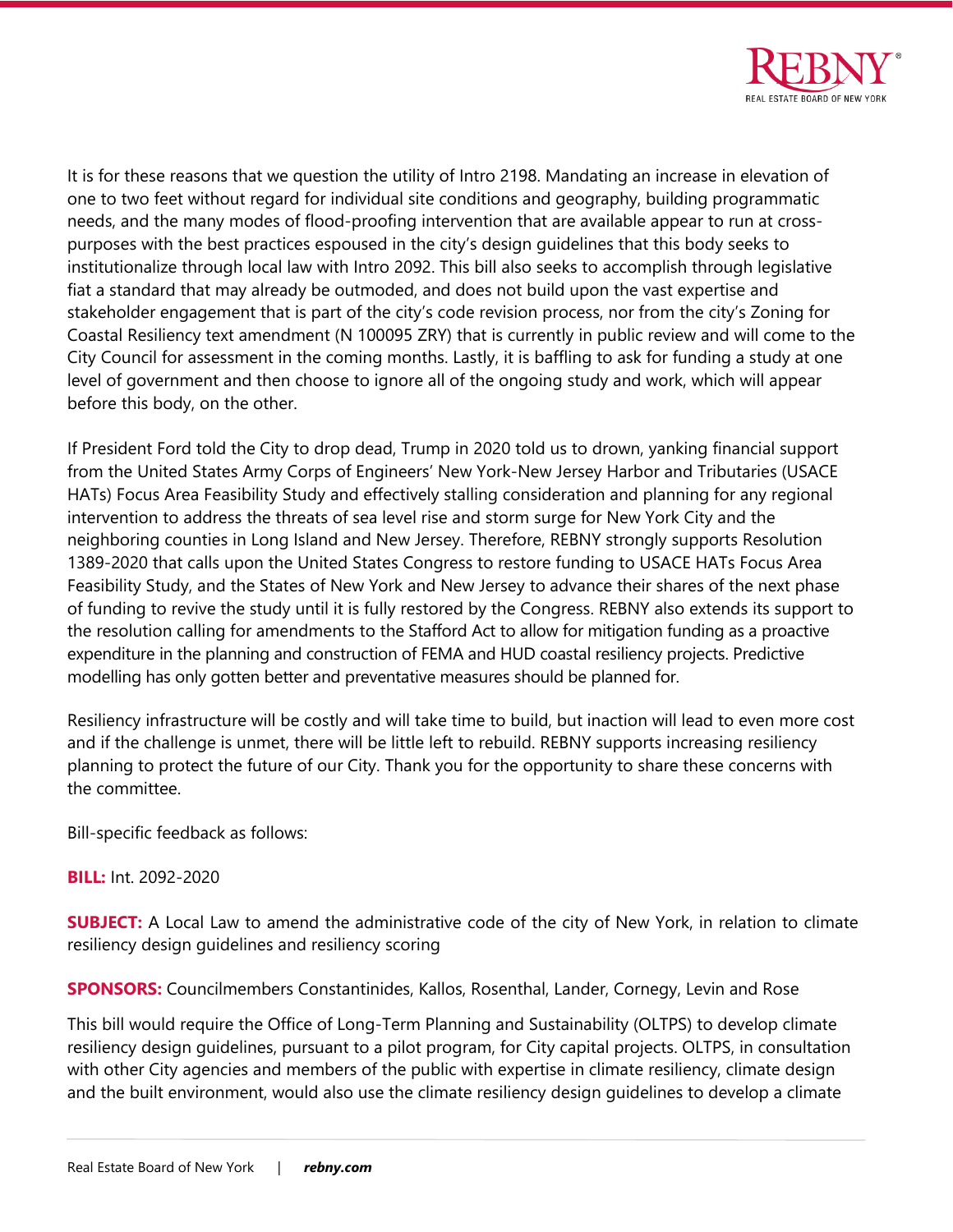It is for these reasons that we question the utility of Intro 2198. Mandating an increase in elevation of one to two feet without regard for individual site conditions and geography, building programmatic needs, and the many modes of flood-proofing intervention that are available appear to run at cross-purposes with the best practices espoused in the city's design guidelines that this body seeks to institutionalize through local law with Intro 2092. This bill also seeks to accomplish through legislative fiat a standard that may already be outmoded, and does not build upon the vast expertise and stakeholder engagement that is part of the city's code revision process, nor from the city's Zoning for Coastal Resiliency text amendment (N 100095 ZRY) that is currently in public review and will come to the City Council for assessment in the coming months. Lastly, it is baffling to ask for funding a study at one level of government and then choose to ignore all of the ongoing study and work, which will appear before this body, on the other.

If President Ford told the City to drop dead, Trump in 2020 told us to drown, yanking financial support from the United States Army Corps of Engineers' New York-New Jersey Harbor and Tributaries (USACE HATs) Focus Area Feasibility Study and effectively stalling consideration and planning for any regional intervention to address the threats of sea level rise and storm surge for New York City and the neighboring counties in Long Island and New Jersey. Therefore, REBNY strongly supports Resolution 1389-2020 that calls upon the United States Congress to restore funding to USACE HATs Focus Area Feasibility Study, and the States of New York and New Jersey to advance their shares of the next phase of funding to revive the study until it is fully restored by the Congress. REBNY also extends its support to the resolution calling for amendments to the Stafford Act to allow for mitigation funding as a proactive expenditure in the planning and construction of FEMA and HUD coastal resiliency projects. Predictive modelling has only gotten better and preventative measures should be planned for.

Resiliency infrastructure will be costly and will take time to build, but inaction will lead to even more cost and if the challenge is unmet, there will be little left to rebuild. REBNY supports increasing resiliency planning to protect the future of our City. Thank you for the opportunity to share these concerns with the committee.

Bill-specific feedback as follows:

**BILL:** Int. 2092-2020

**SUBJECT:** A Local Law to amend the administrative code of the city of New York, in relation to climate resiliency design guidelines and resiliency scoring

**SPONSORS:** Councilmembers Constantinides, Kallos, Rosenthal, Lander, Cornegy, Levin and Rose

This bill would require the Office of Long-Term Planning and Sustainability (OLTPS) to develop climate resiliency design guidelines, pursuant to a pilot program, for City capital projects. OLTPS, in consultation with other City agencies and members of the public with expertise in climate resiliency, climate design and the built environment, would also use the climate resiliency design guidelines to develop a climate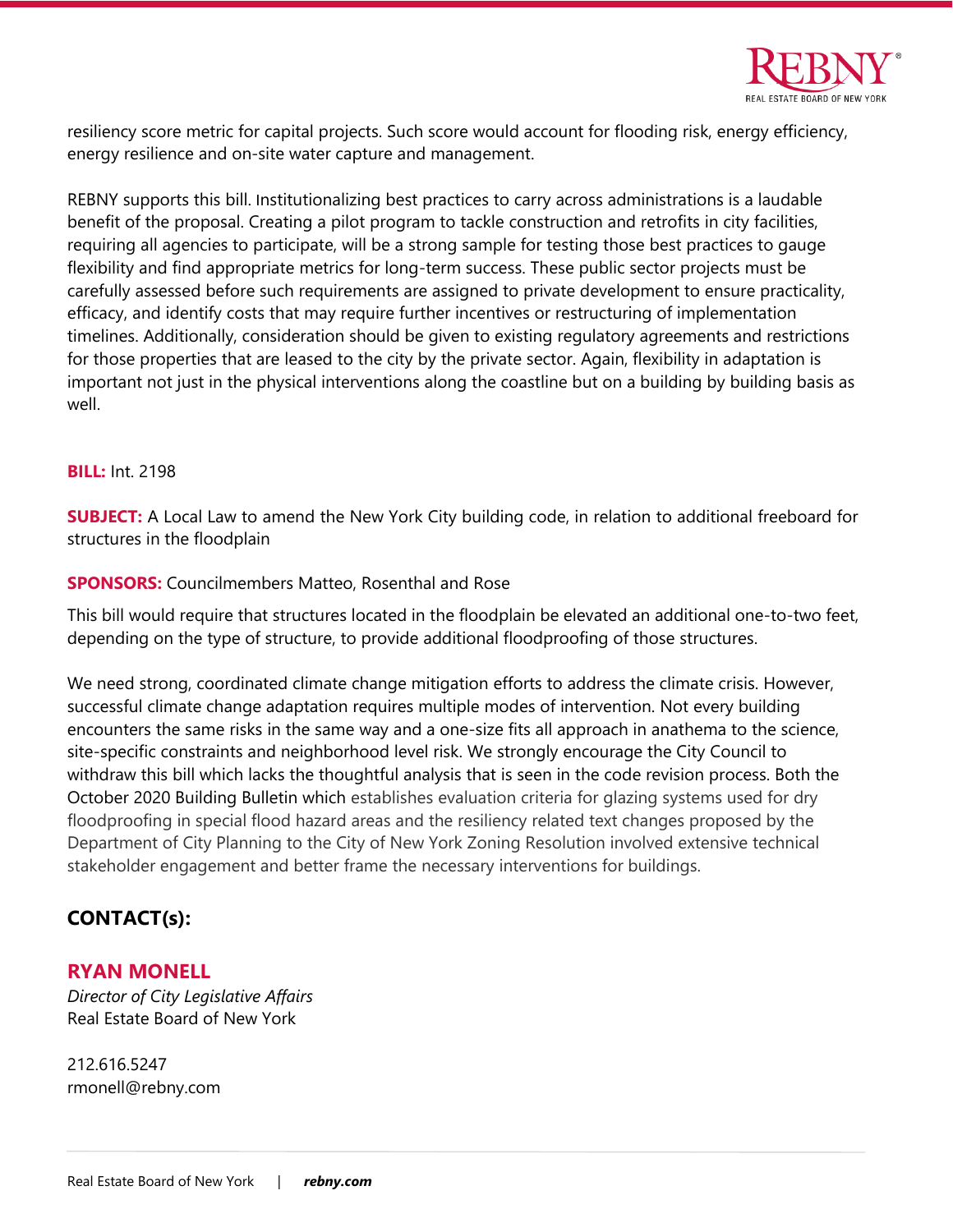resiliency score metric for capital projects. Such score would account for flooding risk, energy efficiency, energy resilience and on-site water capture and management.

REBNY supports this bill. Institutionalizing best practices to carry across administrations is a laudable benefit of the proposal. Creating a pilot program to tackle construction and retrofits in city facilities, requiring all agencies to participate, will be a strong sample for testing those best practices to gauge flexibility and find appropriate metrics for long-term success. These public sector projects must be carefully assessed before such requirements are assigned to private development to ensure practicality, efficacy, and identify costs that may require further incentives or restructuring of implementation timelines. Additionally, consideration should be given to existing regulatory agreements and restrictions for those properties that are leased to the city by the private sector. Again, flexibility in adaptation is important not just in the physical interventions along the coastline but on a building by building basis as well.

**BILL:** Int. 2198

**SUBJECT:** A Local Law to amend the New York City building code, in relation to additional freeboard for structures in the floodplain

**SPONSORS:** Councilmembers Matteo, Rosenthal and Rose

This bill would require that structures located in the floodplain be elevated an additional one-to-two feet, depending on the type of structure, to provide additional floodproofing of those structures.

We need strong, coordinated climate change mitigation efforts to address the climate crisis. However, successful climate change adaptation requires multiple modes of intervention. Not every building encounters the same risks in the same way and a one-size fits all approach in anathema to the science, site-specific constraints and neighborhood level risk. We strongly encourage the City Council to withdraw this bill which lacks the thoughtful analysis that is seen in the code revision process. Both the October 2020 Building Bulletin which establishes evaluation criteria for glazing systems used for dry floodproofing in special flood hazard areas and the resiliency related text changes proposed by the Department of City Planning to the City of New York Zoning Resolution involved extensive technical stakeholder engagement and better frame the necessary interventions for buildings.

## CONTACT(s):

**RYAN MONELL**
*Director of City Legislative Affairs*
Real Estate Board of New York

212.616.5247
rmonell@rebny.com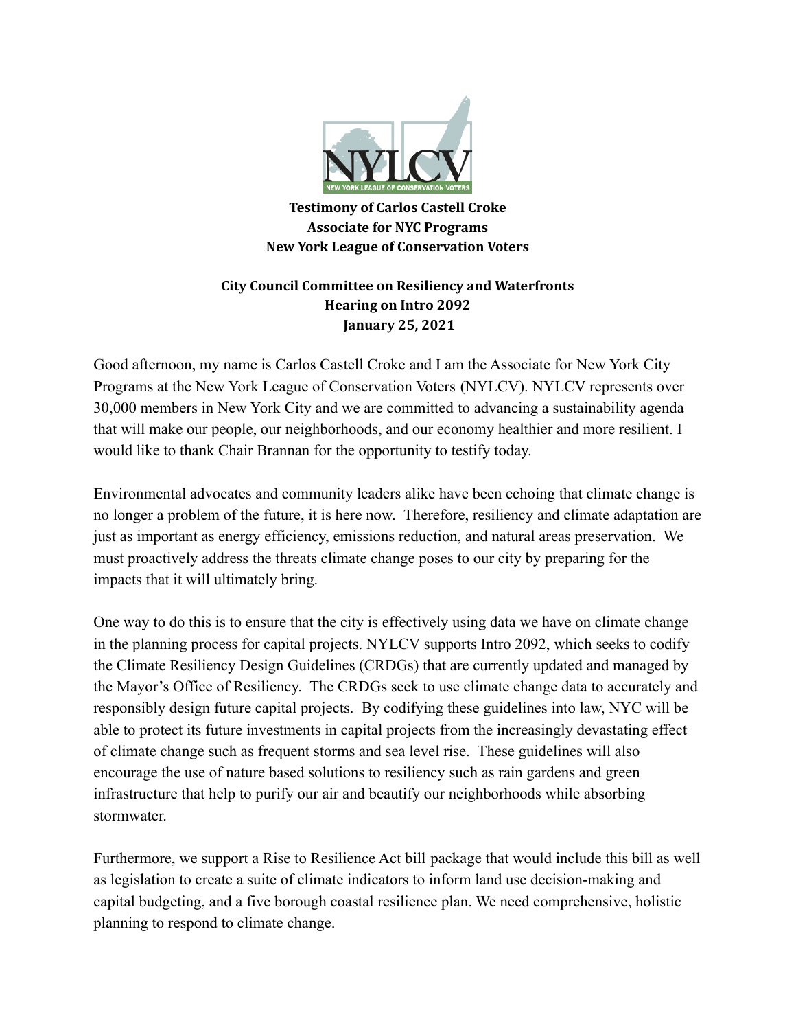**Testimony of Carlos Castell Croke**
**Associate for NYC Programs**
**New York League of Conservation Voters**

**City Council Committee on Resiliency and Waterfronts**
**Hearing on Intro 2092**
**January 25, 2021**

Good afternoon, my name is Carlos Castell Croke and I am the Associate for New York City Programs at the New York League of Conservation Voters (NYLCV). NYLCV represents over 30,000 members in New York City and we are committed to advancing a sustainability agenda that will make our people, our neighborhoods, and our economy healthier and more resilient. I would like to thank Chair Brannan for the opportunity to testify today.

Environmental advocates and community leaders alike have been echoing that climate change is no longer a problem of the future, it is here now. Therefore, resiliency and climate adaptation are just as important as energy efficiency, emissions reduction, and natural areas preservation. We must proactively address the threats climate change poses to our city by preparing for the impacts that it will ultimately bring.

One way to do this is to ensure that the city is effectively using data we have on climate change in the planning process for capital projects. NYLCV supports Intro 2092, which seeks to codify the Climate Resiliency Design Guidelines (CRDGs) that are currently updated and managed by the Mayor's Office of Resiliency. The CRDGs seek to use climate change data to accurately and responsibly design future capital projects. By codifying these guidelines into law, NYC will be able to protect its future investments in capital projects from the increasingly devastating effect of climate change such as frequent storms and sea level rise. These guidelines will also encourage the use of nature based solutions to resiliency such as rain gardens and green infrastructure that help to purify our air and beautify our neighborhoods while absorbing stormwater.

Furthermore, we support a Rise to Resilience Act bill package that would include this bill as well as legislation to create a suite of climate indicators to inform land use decision-making and capital budgeting, and a five borough coastal resilience plan. We need comprehensive, holistic planning to respond to climate change.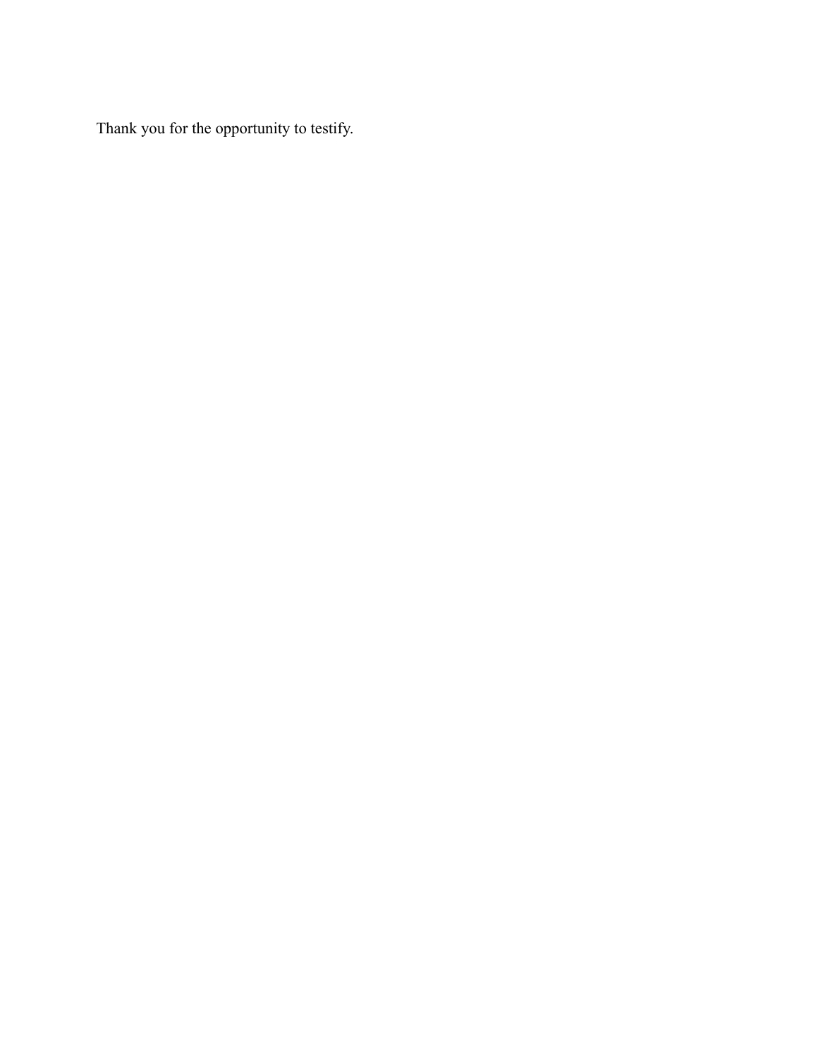Thank you for the opportunity to testify.